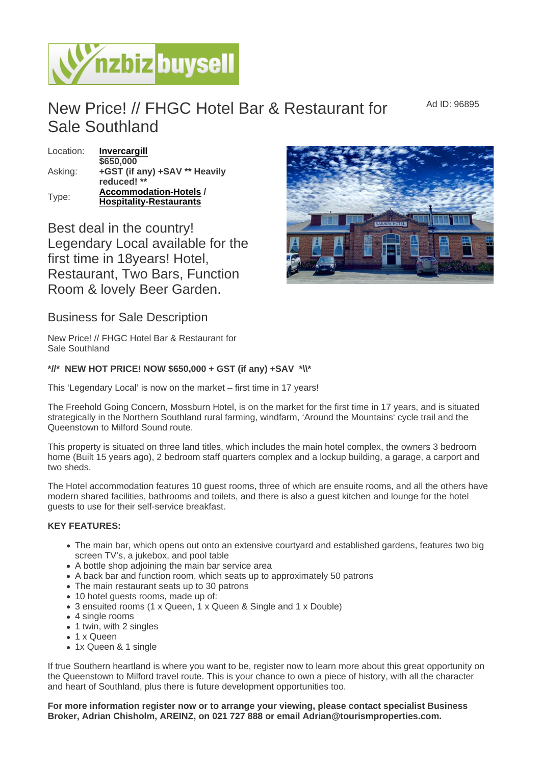# New Price! // FHGC Hotel Bar & Restaurant for Sale Southland

Ad ID: 96895

| | |
|---|---|
| Location: | **Invercargill** |
| Asking: | **$650,000 +GST (if any) +SAV ** Heavily reduced! **** |
| Type: | **Accommodation-Hotels / Hospitality-Restaurants** |

## Best deal in the country! Legendary Local available for the first time in 18years! Hotel, Restaurant, Two Bars, Function Room & lovely Beer Garden.

## Business for Sale Description

New Price! // FHGC Hotel Bar & Restaurant for Sale Southland

***//*  NEW HOT PRICE! NOW $650,000 + GST (if any) +SAV  *\\***

This 'Legendary Local' is now on the market – first time in 17 years!

The Freehold Going Concern, Mossburn Hotel, is on the market for the first time in 17 years, and is situated strategically in the Northern Southland rural farming, windfarm, 'Around the Mountains' cycle trail and the Queenstown to Milford Sound route.

This property is situated on three land titles, which includes the main hotel complex, the owners 3 bedroom home (Built 15 years ago), 2 bedroom staff quarters complex and a lockup building, a garage, a carport and two sheds.

The Hotel accommodation features 10 guest rooms, three of which are ensuite rooms, and all the others have modern shared facilities, bathrooms and toilets, and there is also a guest kitchen and lounge for the hotel guests to use for their self-service breakfast.

**KEY FEATURES:**

- The main bar, which opens out onto an extensive courtyard and established gardens, features two big screen TV's, a jukebox, and pool table
- A bottle shop adjoining the main bar service area
- A back bar and function room, which seats up to approximately 50 patrons
- The main restaurant seats up to 30 patrons
- 10 hotel guests rooms, made up of:
- 3 ensuited rooms (1 x Queen, 1 x Queen & Single and 1 x Double)
- 4 single rooms
- 1 twin, with 2 singles
- 1 x Queen
- 1x Queen & 1 single

If true Southern heartland is where you want to be, register now to learn more about this great opportunity on the Queenstown to Milford travel route. This is your chance to own a piece of history, with all the character and heart of Southland, plus there is future development opportunities too.

**For more information register now or to arrange your viewing, please contact specialist Business Broker, Adrian Chisholm, AREINZ, on 021 727 888 or email Adrian@tourismproperties.com.**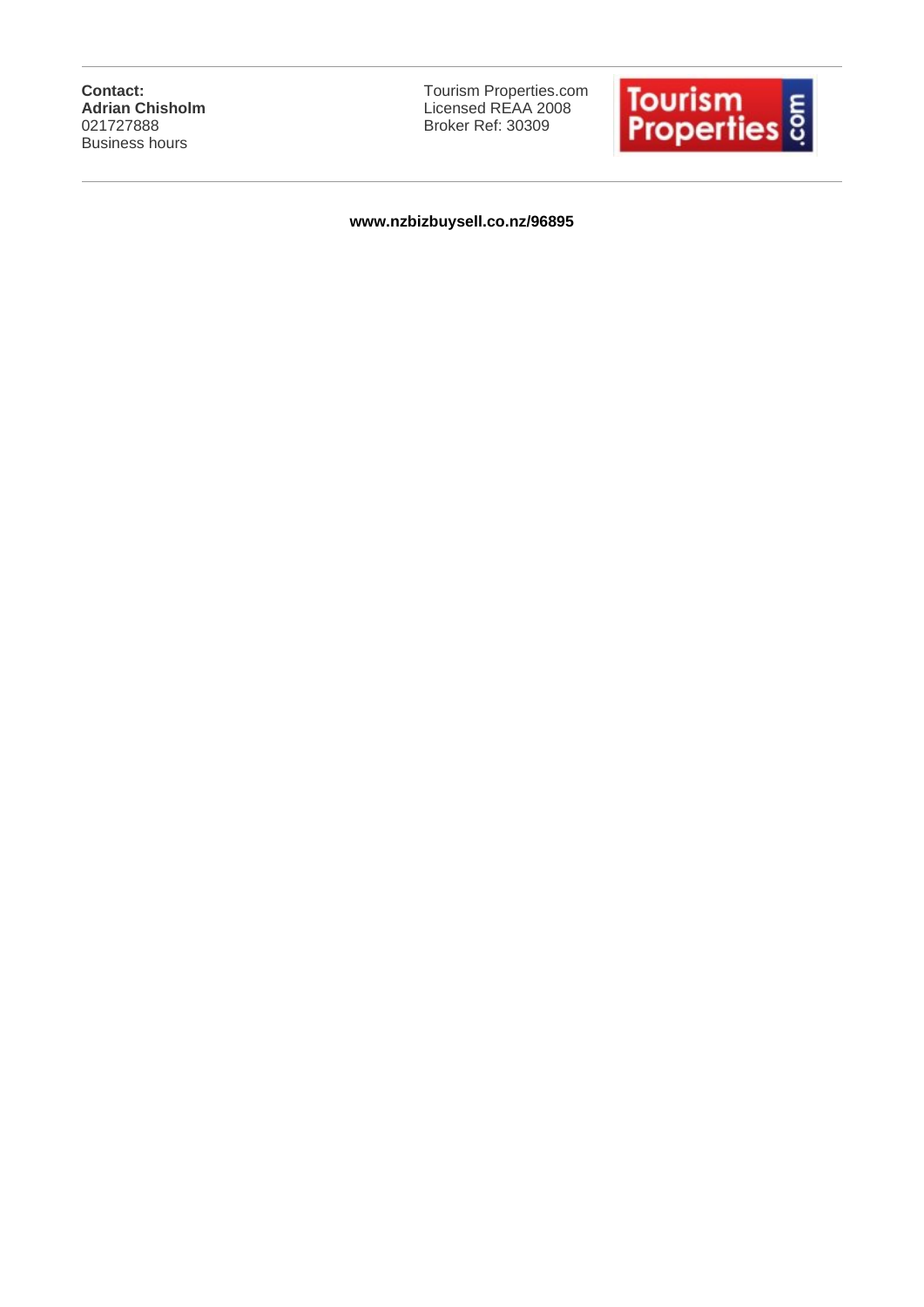**Contact:**
**Adrian Chisholm**
021727888
Business hours

Tourism Properties.com
Licensed REAA 2008
Broker Ref: 30309

Tourism Properties .com

---

**www.nzbizbuysell.co.nz/96895**